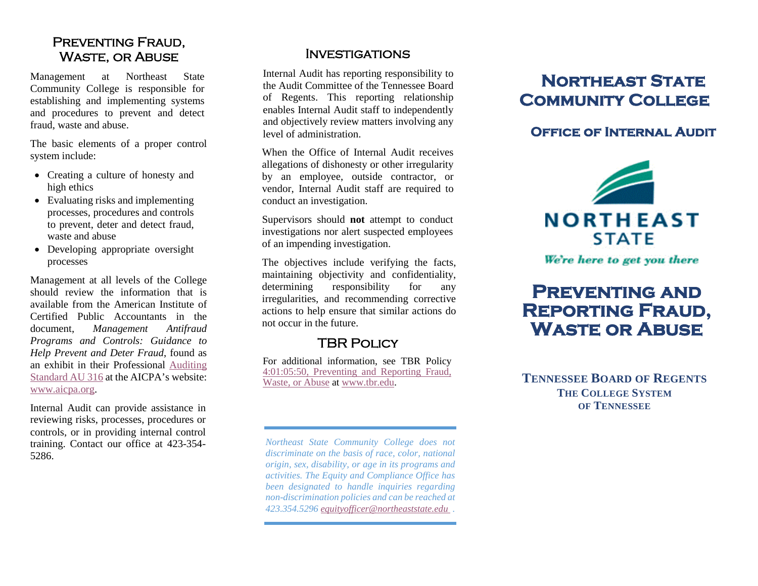## Preventing Fraud, Waste, or Abuse

Management at Northeast State Community College is responsible for establishing and implementing systems and procedures to prevent and detect fraud, waste and abuse.

The basic elements of a proper control system include:

- Creating a culture of honesty and high ethics
- Evaluating risks and implementing processes, procedures and controls to prevent, deter and detect fraud, waste and abuse
- Developing appropriate oversight processes

Management at all levels of the College should review the information that is available from the American Institute of Certified Public Accountants in the document, *Management Antifraud Programs and Controls: Guidance to Help Prevent and Deter Fraud*, found as an exhibit in their Professional Auditing Standard AU 316 at the AICPA's website: www.aicpa.org.

Internal Audit can provide assistance in reviewing risks, processes, procedures or controls, or in providing internal control training. Contact our office at 423-354-5286.

## Investigations

Internal Audit has reporting responsibility to the Audit Committee of the Tennessee Board of Regents. This reporting relationship enables Internal Audit staff to independently and objectively review matters involving any level of administration.

When the Office of Internal Audit receives allegations of dishonesty or other irregularity by an employee, outside contractor, or vendor, Internal Audit staff are required to conduct an investigation.

Supervisors should **not** attempt to conduct investigations nor alert suspected employees of an impending investigation.

The objectives include verifying the facts, maintaining objectivity and confidentiality, determining responsibility for any irregularities, and recommending corrective actions to help ensure that similar actions do not occur in the future.

## TBR Policy

For additional information, see TBR Policy 4:01:05:50, Preventing and Reporting Fraud, Waste, or Abuse at www.tbr.edu.

*Northeast State Community College does not discriminate on the basis of race, color, national origin, sex, disability, or age in its programs and activities. The Equity and Compliance Office has been designated to handle inquiries regarding non-discrimination policies and can be reached at 423.354.5296 equityofficer@northeaststate.edu .*

# Northeast State Community College

## Office of Internal Audit

NORTHEAST STATE

*We're here to get you there*

# Preventing and Reporting Fraud, Waste or Abuse

**Tennessee Board of Regents**
**The College System of Tennessee**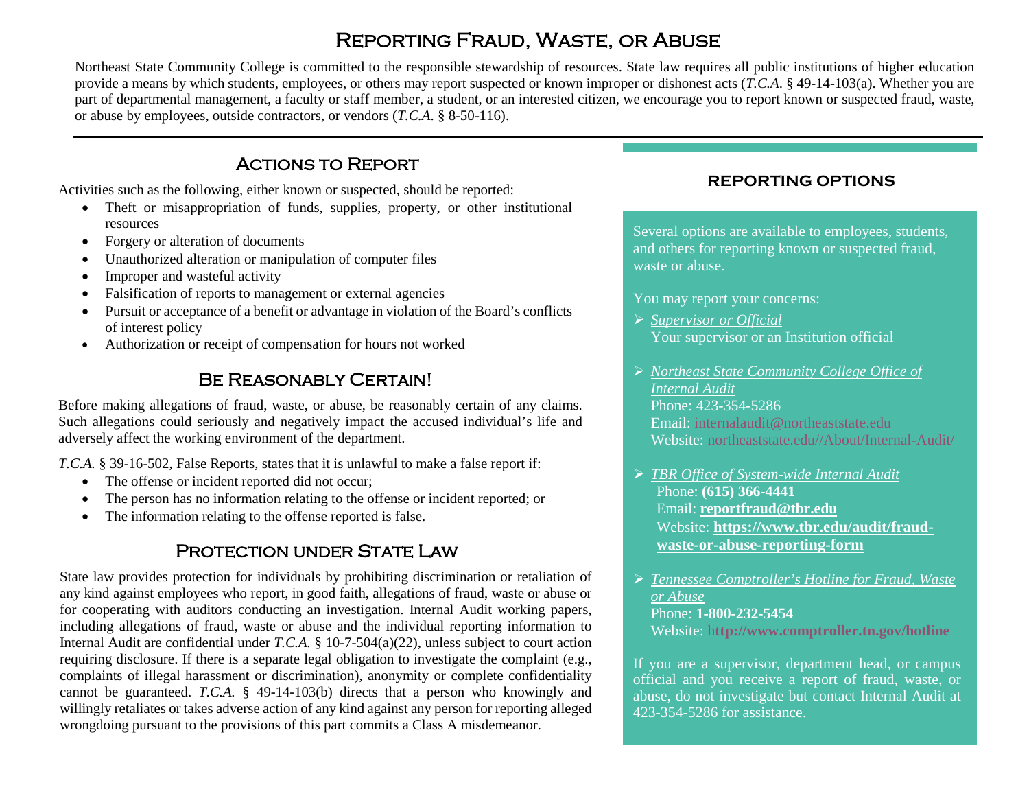# Reporting Fraud, Waste, or Abuse

Northeast State Community College is committed to the responsible stewardship of resources. State law requires all public institutions of higher education provide a means by which students, employees, or others may report suspected or known improper or dishonest acts (*T.C.A.* § 49-14-103(a). Whether you are part of departmental management, a faculty or staff member, a student, or an interested citizen, we encourage you to report known or suspected fraud, waste, or abuse by employees, outside contractors, or vendors (*T.C.A.* § 8-50-116).

## Actions to Report

Activities such as the following, either known or suspected, should be reported:

- Theft or misappropriation of funds, supplies, property, or other institutional resources
- Forgery or alteration of documents
- Unauthorized alteration or manipulation of computer files
- Improper and wasteful activity
- Falsification of reports to management or external agencies
- Pursuit or acceptance of a benefit or advantage in violation of the Board's conflicts of interest policy
- Authorization or receipt of compensation for hours not worked

## Be Reasonably Certain!

Before making allegations of fraud, waste, or abuse, be reasonably certain of any claims. Such allegations could seriously and negatively impact the accused individual's life and adversely affect the working environment of the department.

*T.C.A.* § 39-16-502, False Reports, states that it is unlawful to make a false report if:

- The offense or incident reported did not occur;
- The person has no information relating to the offense or incident reported; or
- The information relating to the offense reported is false.

## Protection under State Law

State law provides protection for individuals by prohibiting discrimination or retaliation of any kind against employees who report, in good faith, allegations of fraud, waste or abuse or for cooperating with auditors conducting an investigation. Internal Audit working papers, including allegations of fraud, waste or abuse and the individual reporting information to Internal Audit are confidential under *T.C.A.* § 10-7-504(a)(22), unless subject to court action requiring disclosure. If there is a separate legal obligation to investigate the complaint (e.g., complaints of illegal harassment or discrimination), anonymity or complete confidentiality cannot be guaranteed. *T.C.A.* § 49-14-103(b) directs that a person who knowingly and willingly retaliates or takes adverse action of any kind against any person for reporting alleged wrongdoing pursuant to the provisions of this part commits a Class A misdemeanor.

## Reporting Options

Several options are available to employees, students, and others for reporting known or suspected fraud, waste or abuse.

You may report your concerns:

- *Supervisor or Official*  
  Your supervisor or an Institution official
- *Northeast State Community College Office of Internal Audit*  
  Phone: 423-354-5286  
  Email: internalaudit@northeaststate.edu  
  Website: northeaststate.edu//About/Internal-Audit/
- *TBR Office of System-wide Internal Audit*  
  Phone: **(615) 366-4441**  
  Email: **reportfraud@tbr.edu**  
  Website: **https://www.tbr.edu/audit/fraud-waste-or-abuse-reporting-form**
- *Tennessee Comptroller's Hotline for Fraud, Waste or Abuse*  
  Phone: **1-800-232-5454**  
  Website: **http://www.comptroller.tn.gov/hotline**

If you are a supervisor, department head, or campus official and you receive a report of fraud, waste, or abuse, do not investigate but contact Internal Audit at 423-354-5286 for assistance.